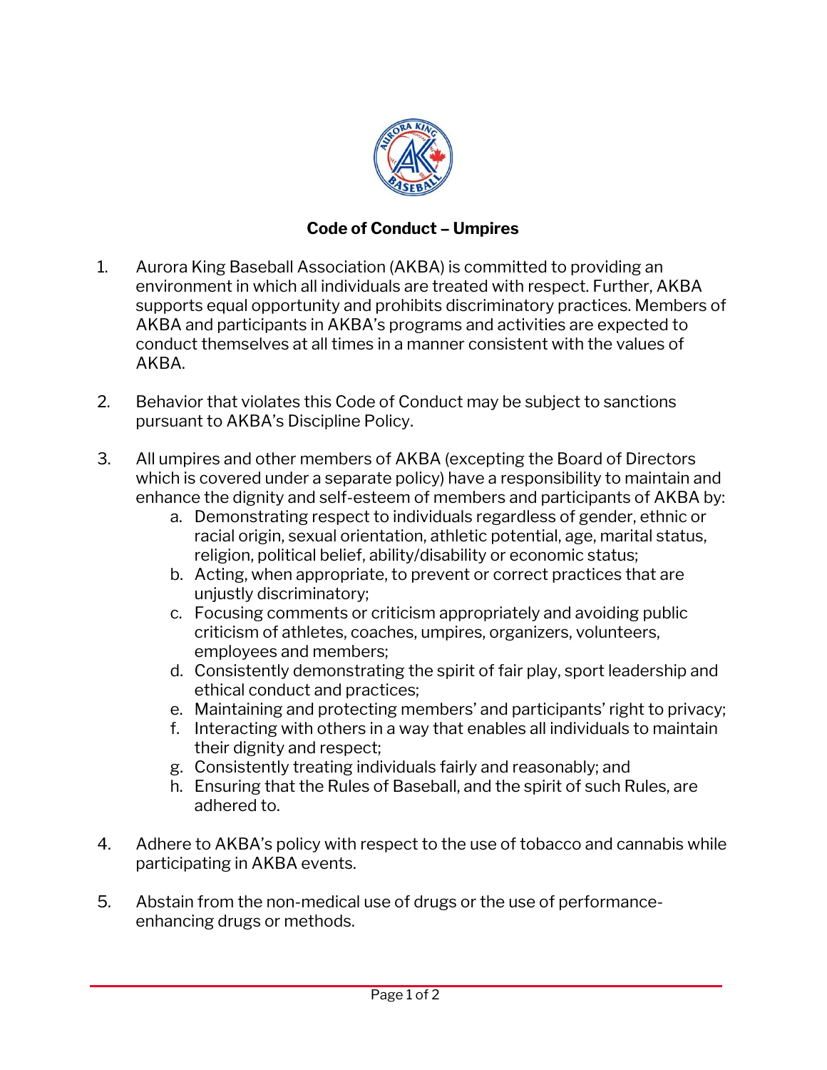# Code of Conduct – Umpires

1. Aurora King Baseball Association (AKBA) is committed to providing an environment in which all individuals are treated with respect. Further, AKBA supports equal opportunity and prohibits discriminatory practices. Members of AKBA and participants in AKBA's programs and activities are expected to conduct themselves at all times in a manner consistent with the values of AKBA.

2. Behavior that violates this Code of Conduct may be subject to sanctions pursuant to AKBA's Discipline Policy.

3. All umpires and other members of AKBA (excepting the Board of Directors which is covered under a separate policy) have a responsibility to maintain and enhance the dignity and self-esteem of members and participants of AKBA by:
   a. Demonstrating respect to individuals regardless of gender, ethnic or racial origin, sexual orientation, athletic potential, age, marital status, religion, political belief, ability/disability or economic status;
   b. Acting, when appropriate, to prevent or correct practices that are unjustly discriminatory;
   c. Focusing comments or criticism appropriately and avoiding public criticism of athletes, coaches, umpires, organizers, volunteers, employees and members;
   d. Consistently demonstrating the spirit of fair play, sport leadership and ethical conduct and practices;
   e. Maintaining and protecting members' and participants' right to privacy;
   f. Interacting with others in a way that enables all individuals to maintain their dignity and respect;
   g. Consistently treating individuals fairly and reasonably; and
   h. Ensuring that the Rules of Baseball, and the spirit of such Rules, are adhered to.

4. Adhere to AKBA's policy with respect to the use of tobacco and cannabis while participating in AKBA events.

5. Abstain from the non-medical use of drugs or the use of performance-enhancing drugs or methods.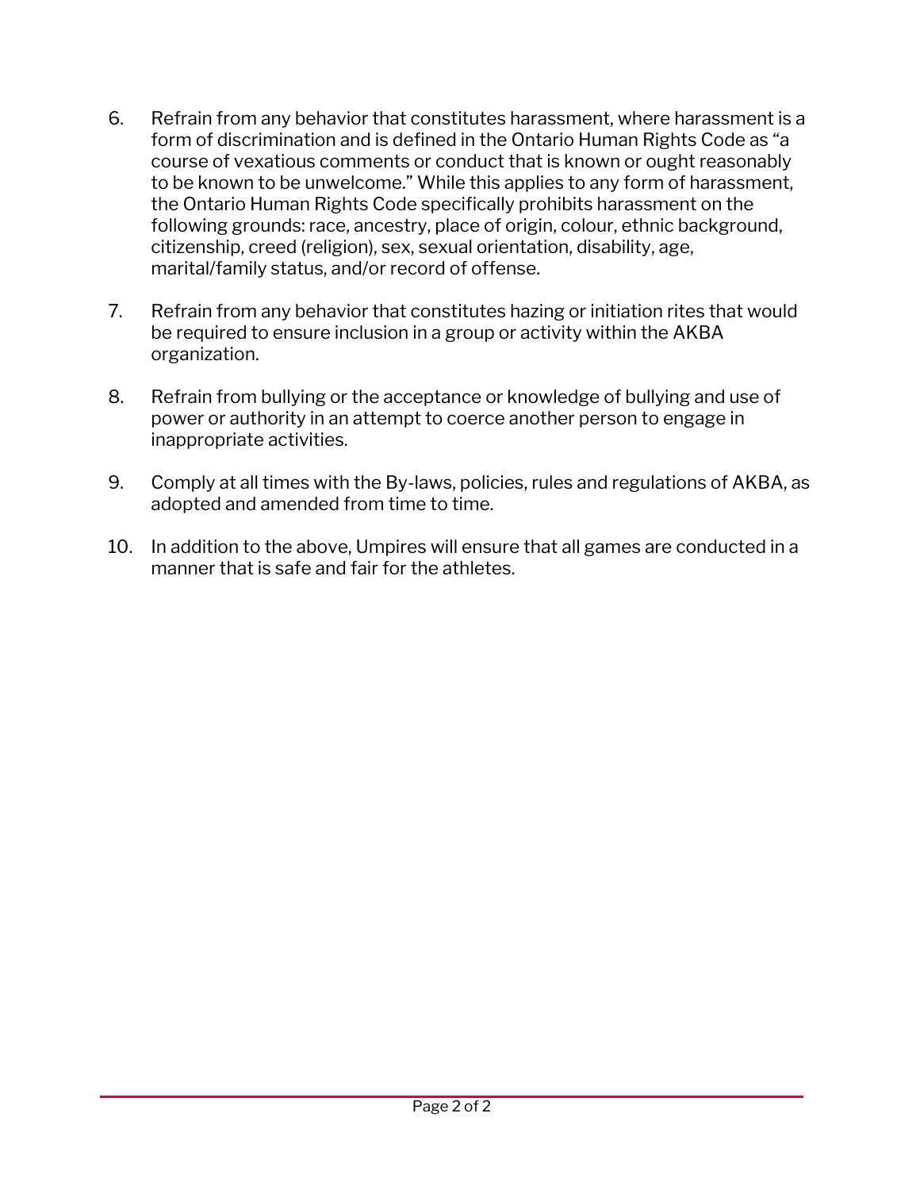6. Refrain from any behavior that constitutes harassment, where harassment is a form of discrimination and is defined in the Ontario Human Rights Code as "a course of vexatious comments or conduct that is known or ought reasonably to be known to be unwelcome." While this applies to any form of harassment, the Ontario Human Rights Code specifically prohibits harassment on the following grounds: race, ancestry, place of origin, colour, ethnic background, citizenship, creed (religion), sex, sexual orientation, disability, age, marital/family status, and/or record of offense.

7. Refrain from any behavior that constitutes hazing or initiation rites that would be required to ensure inclusion in a group or activity within the AKBA organization.

8. Refrain from bullying or the acceptance or knowledge of bullying and use of power or authority in an attempt to coerce another person to engage in inappropriate activities.

9. Comply at all times with the By-laws, policies, rules and regulations of AKBA, as adopted and amended from time to time.

10. In addition to the above, Umpires will ensure that all games are conducted in a manner that is safe and fair for the athletes.